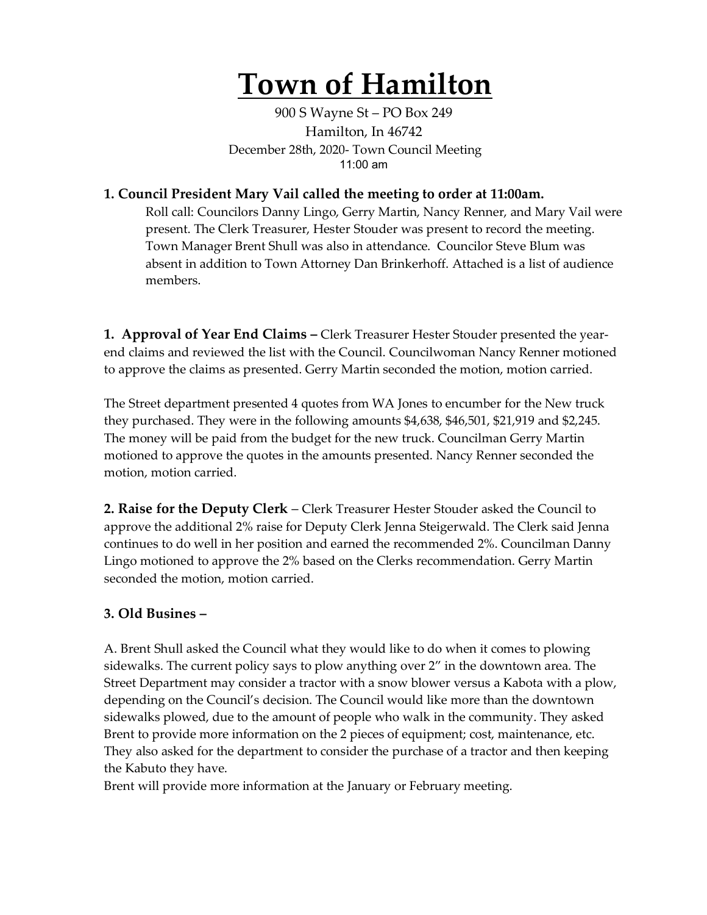# Town of Hamilton

900 S Wayne St – PO Box 249
Hamilton, In 46742
December 28th, 2020- Town Council Meeting
11:00 am

**1. Council President Mary Vail called the meeting to order at 11:00am.**

Roll call: Councilors Danny Lingo, Gerry Martin, Nancy Renner, and Mary Vail were present. The Clerk Treasurer, Hester Stouder was present to record the meeting. Town Manager Brent Shull was also in attendance. Councilor Steve Blum was absent in addition to Town Attorney Dan Brinkerhoff. Attached is a list of audience members.

**1. Approval of Year End Claims –** Clerk Treasurer Hester Stouder presented the year-end claims and reviewed the list with the Council. Councilwoman Nancy Renner motioned to approve the claims as presented. Gerry Martin seconded the motion, motion carried.

The Street department presented 4 quotes from WA Jones to encumber for the New truck they purchased. They were in the following amounts $4,638, $46,501, $21,919 and $2,245. The money will be paid from the budget for the new truck. Councilman Gerry Martin motioned to approve the quotes in the amounts presented. Nancy Renner seconded the motion, motion carried.

**2. Raise for the Deputy Clerk** – Clerk Treasurer Hester Stouder asked the Council to approve the additional 2% raise for Deputy Clerk Jenna Steigerwald. The Clerk said Jenna continues to do well in her position and earned the recommended 2%. Councilman Danny Lingo motioned to approve the 2% based on the Clerks recommendation. Gerry Martin seconded the motion, motion carried.

**3. Old Busines –**

A. Brent Shull asked the Council what they would like to do when it comes to plowing sidewalks. The current policy says to plow anything over 2" in the downtown area. The Street Department may consider a tractor with a snow blower versus a Kabota with a plow, depending on the Council's decision. The Council would like more than the downtown sidewalks plowed, due to the amount of people who walk in the community. They asked Brent to provide more information on the 2 pieces of equipment; cost, maintenance, etc. They also asked for the department to consider the purchase of a tractor and then keeping the Kabuto they have.
Brent will provide more information at the January or February meeting.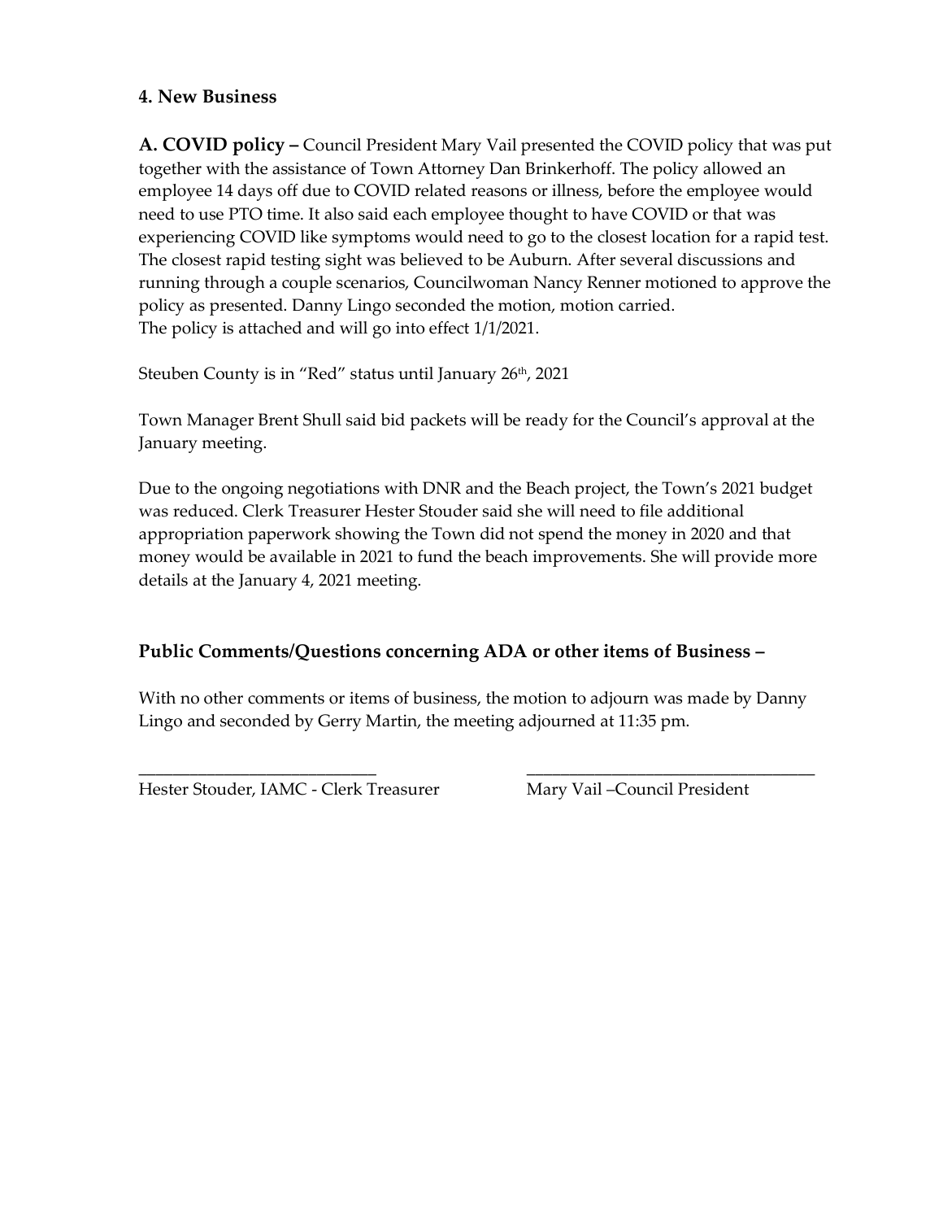### 4. New Business

**A. COVID policy –** Council President Mary Vail presented the COVID policy that was put together with the assistance of Town Attorney Dan Brinkerhoff. The policy allowed an employee 14 days off due to COVID related reasons or illness, before the employee would need to use PTO time. It also said each employee thought to have COVID or that was experiencing COVID like symptoms would need to go to the closest location for a rapid test. The closest rapid testing sight was believed to be Auburn. After several discussions and running through a couple scenarios, Councilwoman Nancy Renner motioned to approve the policy as presented. Danny Lingo seconded the motion, motion carried.
The policy is attached and will go into effect 1/1/2021.

Steuben County is in "Red" status until January 26th, 2021

Town Manager Brent Shull said bid packets will be ready for the Council's approval at the January meeting.

Due to the ongoing negotiations with DNR and the Beach project, the Town's 2021 budget was reduced. Clerk Treasurer Hester Stouder said she will need to file additional appropriation paperwork showing the Town did not spend the money in 2020 and that money would be available in 2021 to fund the beach improvements. She will provide more details at the January 4, 2021 meeting.

### Public Comments/Questions concerning ADA or other items of Business –

With no other comments or items of business, the motion to adjourn was made by Danny Lingo and seconded by Gerry Martin, the meeting adjourned at 11:35 pm.

\_\_\_\_\_\_\_\_\_\_\_\_\_\_\_\_\_\_\_\_\_\_\_\_\_\_\_\_ \_\_\_\_\_\_\_\_\_\_\_\_\_\_\_\_\_\_\_\_\_\_\_\_\_\_\_\_\_\_\_\_\_\_\_

Hester Stouder, IAMC - Clerk Treasurer Mary Vail –Council President